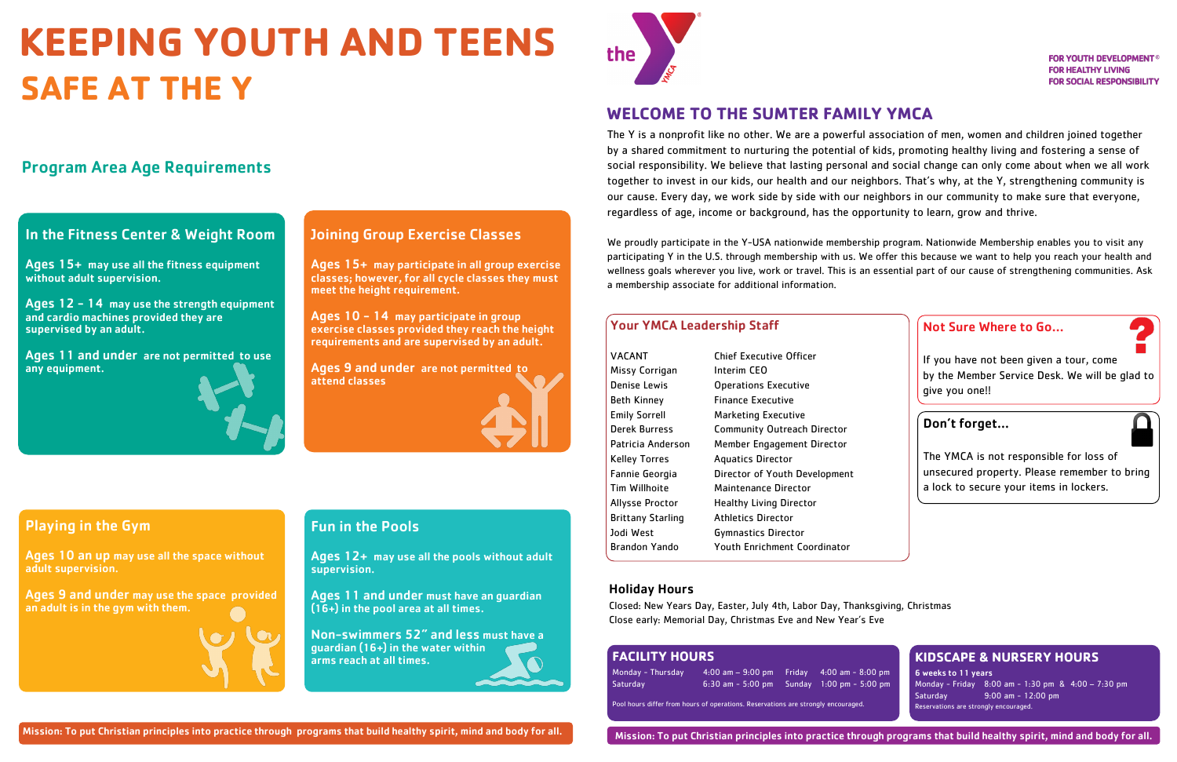# KEEPING YOUTH AND TEENS SAFE AT THE Y

## Program Area Age Requirements

### In the Fitness Center & Weight Room

**Ages 15+** may use all the fitness equipment without adult supervision.

**Ages 12 – 14** may use the strength equipment and cardio machines provided they are supervised by an adult.

**Ages 11 and under** are not permitted to use any equipment.

### Joining Group Exercise Classes

**Ages 15+** may participate in all group exercise classes; however, for all cycle classes they must meet the height requirement.

**Ages 10 - 14** may participate in group exercise classes provided they reach the height requirements and are supervised by an adult.

**Ages 9 and under** are not permitted to attend classes

### Playing in the Gym

**Ages 10 an up** may use all the space without adult supervision.

**Ages 9 and under** may use the space provided an adult is in the gym with them.

### Fun in the Pools

**Ages 12+** may use all the pools without adult supervision.

**Ages 11 and under** must have an guardian (16+) in the pool area at all times.

**Non-swimmers 52" and less** must have a guardian (16+) in the water within arms reach at all times.

Mission: To put Christian principles into practice through programs that build healthy spirit, mind and body for all.

FOR YOUTH DEVELOPMENT®
FOR HEALTHY LIVING
FOR SOCIAL RESPONSIBILITY

## WELCOME TO THE SUMTER FAMILY YMCA

The Y is a nonprofit like no other. We are a powerful association of men, women and children joined together by a shared commitment to nurturing the potential of kids, promoting healthy living and fostering a sense of social responsibility. We believe that lasting personal and social change can only come about when we all work together to invest in our kids, our health and our neighbors. That's why, at the Y, strengthening community is our cause. Every day, we work side by side with our neighbors in our community to make sure that everyone, regardless of age, income or background, has the opportunity to learn, grow and thrive.

We proudly participate in the Y-USA nationwide membership program. Nationwide Membership enables you to visit any participating Y in the U.S. through membership with us. We offer this because we want to help you reach your health and wellness goals wherever you live, work or travel. This is an essential part of our cause of strengthening communities. Ask a membership associate for additional information.

### Your YMCA Leadership Staff

| Name | Position |
| --- | --- |
| VACANT | Chief Executive Officer |
| Missy Corrigan | Interim CEO |
| Denise Lewis | Operations Executive |
| Beth Kinney | Finance Executive |
| Emily Sorrell | Marketing Executive |
| Derek Burress | Community Outreach Director |
| Patricia Anderson | Member Engagement Director |
| Kelley Torres | Aquatics Director |
| Fannie Georgia | Director of Youth Development |
| Tim Willhoite | Maintenance Director |
| Allysse Proctor | Healthy Living Director |
| Brittany Starling | Athletics Director |
| Jodi West | Gymnastics Director |
| Brandon Yando | Youth Enrichment Coordinator |

### Not Sure Where to Go...

If you have not been given a tour, come by the Member Service Desk. We will be glad to give you one!!

### Don't forget...

The YMCA is not responsible for loss of unsecured property. Please remember to bring a lock to secure your items in lockers.

### Holiday Hours

Closed: New Years Day, Easter, July 4th, Labor Day, Thanksgiving, Christmas
Close early: Memorial Day, Christmas Eve and New Year's Eve

### FACILITY HOURS

| | | | |
| --- | --- | --- | --- |
| Monday - Thursday | 4:00 am – 9:00 pm | Friday | 4:00 am – 8:00 pm |
| Saturday | 6:30 am – 5:00 pm | Sunday | 1:00 pm – 5:00 pm |

Pool hours differ from hours of operations. Reservations are strongly encouraged.

### KIDSCAPE & NURSERY HOURS

**6 weeks to 11 years**

Monday - Friday 8:00 am – 1:30 pm & 4:00 – 7:30 pm
Saturday 9:00 am – 12:00 pm
Reservations are strongly encouraged.

Mission: To put Christian principles into practice through programs that build healthy spirit, mind and body for all.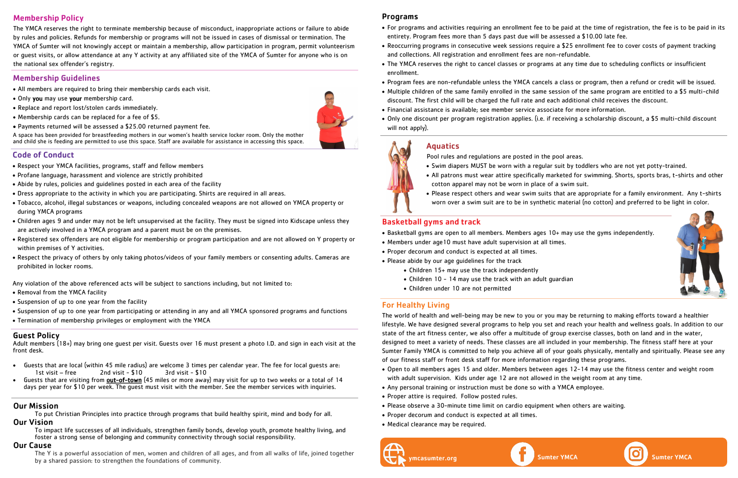## Membership Policy

The YMCA reserves the right to terminate membership because of misconduct, inappropriate actions or failure to abide by rules and policies. Refunds for membership or programs will not be issued in cases of dismissal or termination. The YMCA of Sumter will not knowingly accept or maintain a membership, allow participation in program, permit volunteerism or guest visits, or allow attendance at any Y activity at any affiliated site of the YMCA of Sumter for anyone who is on the national sex offender's registry.

## Membership Guidelines

- All members are required to bring their membership cards each visit.
- Only **you** may use **your** membership card.
- Replace and report lost/stolen cards immediately.
- Membership cards can be replaced for a fee of $5.
- Payments returned will be assessed a $25.00 returned payment fee.

A space has been provided for breastfeeding mothers in our women's health service locker room. Only the mother and child she is feeding are permitted to use this space. Staff are available for assistance in accessing this space.

## Code of Conduct

- Respect your YMCA facilities, programs, staff and fellow members
- Profane language, harassment and violence are strictly prohibited
- Abide by rules, policies and guidelines posted in each area of the facility
- Dress appropriate to the activity in which you are participating. Shirts are required in all areas.
- Tobacco, alcohol, illegal substances or weapons, including concealed weapons are not allowed on YMCA property or during YMCA programs
- Children ages 9 and under may not be left unsupervised at the facility. They must be signed into Kidscape unless they are actively involved in a YMCA program and a parent must be on the premises.
- Registered sex offenders are not eligible for membership or program participation and are not allowed on Y property or within premises of Y activities.
- Respect the privacy of others by only taking photos/videos of your family members or consenting adults. Cameras are prohibited in locker rooms.

Any violation of the above referenced acts will be subject to sanctions including, but not limited to:

- Removal from the YMCA facility
- Suspension of up to one year from the facility
- Suspension of up to one year from participating or attending in any and all YMCA sponsored programs and functions
- Termination of membership privileges or employment with the YMCA

## Guest Policy

Adult members (18+) may bring one guest per visit. Guests over 16 must present a photo I.D. and sign in each visit at the front desk.

- Guests that are local (within 45 mile radius) are welcome 3 times per calendar year. The fee for local guests are:
  1st visit – free    2nd visit - $10    3rd visit - $10
- Guests that are visiting from **out-of-town** (45 miles or more away) may visit for up to two weeks or a total of 14 days per year for $10 per week. The guest must visit with the member. See the member services with inquiries.

## Our Mission

To put Christian Principles into practice through programs that build healthy spirit, mind and body for all.

## Our Vision

To impact life successes of all individuals, strengthen family bonds, develop youth, promote healthy living, and foster a strong sense of belonging and community connectivity through social responsibility.

## Our Cause

The Y is a powerful association of men, women and children of all ages, and from all walks of life, joined together by a shared passion: to strengthen the foundations of community.

## Programs

- For programs and activities requiring an enrollment fee to be paid at the time of registration, the fee is to be paid in its entirety. Program fees more than 5 days past due will be assessed a $10.00 late fee.
- Reoccurring programs in consecutive week sessions require a $25 enrollment fee to cover costs of payment tracking and collections. All registration and enrollment fees are non-refundable.
- The YMCA reserves the right to cancel classes or programs at any time due to scheduling conflicts or insufficient enrollment.
- Program fees are non-refundable unless the YMCA cancels a class or program, then a refund or credit will be issued.
- Multiple children of the same family enrolled in the same session of the same program are entitled to a $5 multi-child discount. The first child will be charged the full rate and each additional child receives the discount.
- Financial assistance is available; see member service associate for more information.
- Only one discount per program registration applies. (i.e. if receiving a scholarship discount, a $5 multi-child discount will not apply).

## Aquatics

Pool rules and regulations are posted in the pool areas.

- Swim diapers MUST be worn with a regular suit by toddlers who are not yet potty-trained.
- All patrons must wear attire specifically marketed for swimming. Shorts, sports bras, t-shirts and other cotton apparel may not be worn in place of a swim suit.
- Please respect others and wear swim suits that are appropriate for a family environment. Any t-shirts worn over a swim suit are to be in synthetic material (no cotton) and preferred to be light in color.

## Basketball gyms and track

- Basketball gyms are open to all members. Members ages 10+ may use the gyms independently.
- Members under age10 must have adult supervision at all times.
- Proper decorum and conduct is expected at all times.
- Please abide by our age guidelines for the track
  - Children 15+ may use the track independently
  - Children 10 - 14 may use the track with an adult guardian
  - Children under 10 are not permitted

## For Healthy Living

The world of health and well-being may be new to you or you may be returning to making efforts toward a healthier lifestyle. We have designed several programs to help you set and reach your health and wellness goals. In addition to our state of the art fitness center, we also offer a multitude of group exercise classes, both on land and in the water, designed to meet a variety of needs. These classes are all included in your membership. The fitness staff here at your Sumter Family YMCA is committed to help you achieve all of your goals physically, mentally and spiritually. Please see any of our fitness staff or front desk staff for more information regarding these programs.

- Open to all members ages 15 and older. Members between ages 12-14 may use the fitness center and weight room with adult supervision. Kids under age 12 are not allowed in the weight room at any time.
- Any personal training or instruction must be done so with a YMCA employee.
- Proper attire is required. Follow posted rules.
- Please observe a 30-minute time limit on cardio equipment when others are waiting.
- Proper decorum and conduct is expected at all times.
- Medical clearance may be required.

ymcasumter.org    Sumter YMCA    Sumter YMCA